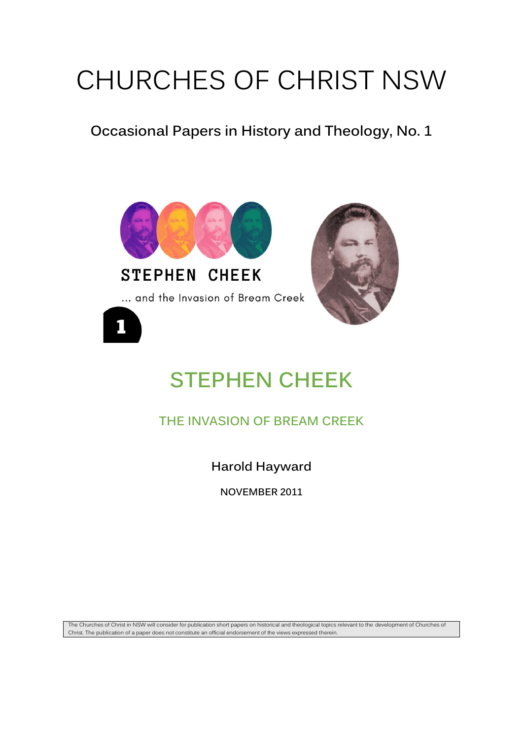# CHURCHES OF CHRIST NSW

## Occasional Papers in History and Theology, No. 1

STEPHEN CHEEK

... and the Invasion of Bream Creek

1

# STEPHEN CHEEK

## THE INVASION OF BREAM CREEK

**Harold Hayward**

**NOVEMBER 2011**

The Churches of Christ in NSW will consider for publication short papers on historical and theological topics relevant to the development of Churches of Christ. The publication of a paper does not constitute an official endorsement of the views expressed therein.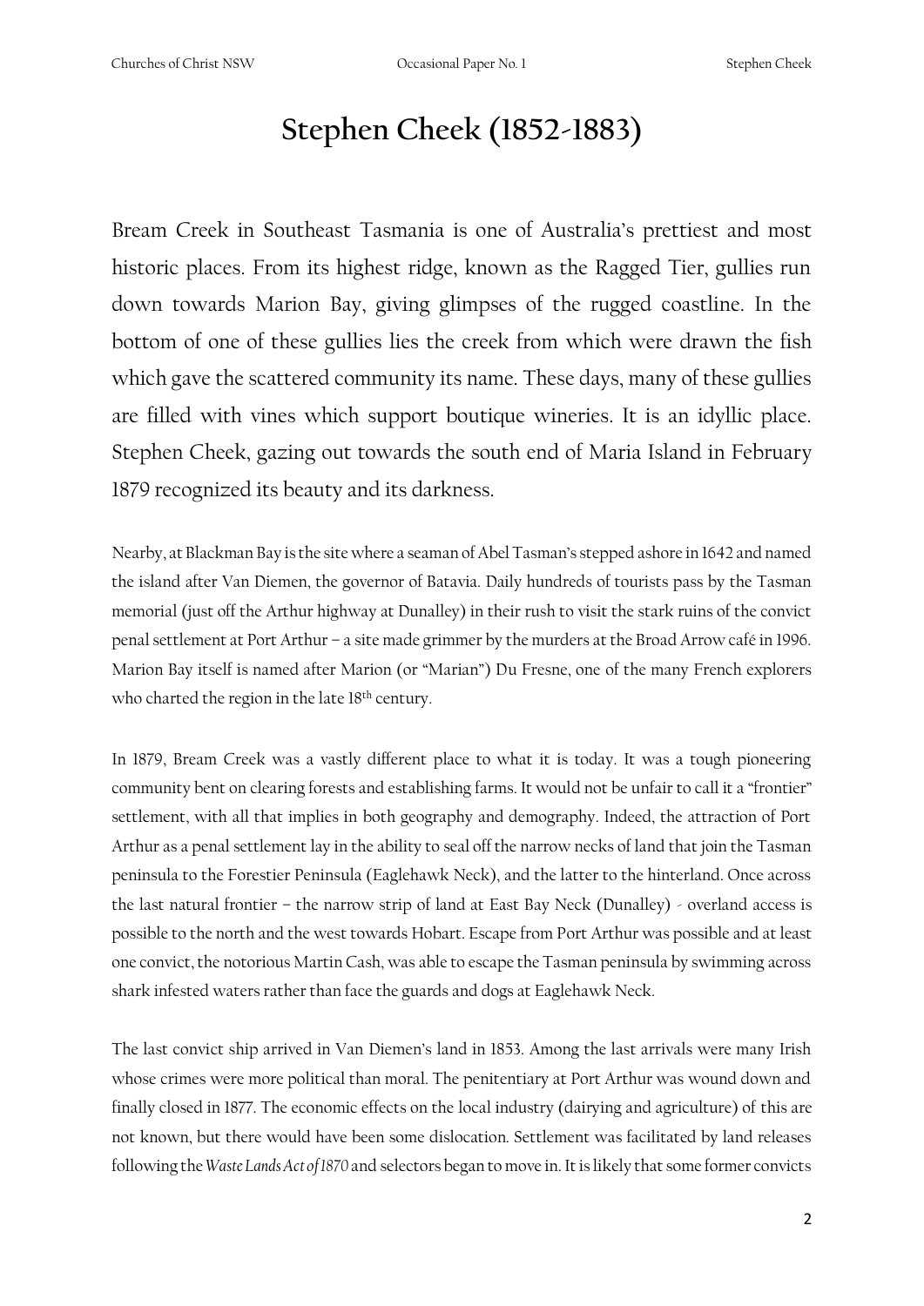# Stephen Cheek (1852-1883)

Bream Creek in Southeast Tasmania is one of Australia's prettiest and most historic places. From its highest ridge, known as the Ragged Tier, gullies run down towards Marion Bay, giving glimpses of the rugged coastline. In the bottom of one of these gullies lies the creek from which were drawn the fish which gave the scattered community its name. These days, many of these gullies are filled with vines which support boutique wineries. It is an idyllic place. Stephen Cheek, gazing out towards the south end of Maria Island in February 1879 recognized its beauty and its darkness.

Nearby, at Blackman Bay is the site where a seaman of Abel Tasman's stepped ashore in 1642 and named the island after Van Diemen, the governor of Batavia. Daily hundreds of tourists pass by the Tasman memorial (just off the Arthur highway at Dunalley) in their rush to visit the stark ruins of the convict penal settlement at Port Arthur – a site made grimmer by the murders at the Broad Arrow café in 1996. Marion Bay itself is named after Marion (or "Marian") Du Fresne, one of the many French explorers who charted the region in the late 18th century.

In 1879, Bream Creek was a vastly different place to what it is today. It was a tough pioneering community bent on clearing forests and establishing farms. It would not be unfair to call it a "frontier" settlement, with all that implies in both geography and demography. Indeed, the attraction of Port Arthur as a penal settlement lay in the ability to seal off the narrow necks of land that join the Tasman peninsula to the Forestier Peninsula (Eaglehawk Neck), and the latter to the hinterland. Once across the last natural frontier – the narrow strip of land at East Bay Neck (Dunalley) - overland access is possible to the north and the west towards Hobart. Escape from Port Arthur was possible and at least one convict, the notorious Martin Cash, was able to escape the Tasman peninsula by swimming across shark infested waters rather than face the guards and dogs at Eaglehawk Neck.

The last convict ship arrived in Van Diemen's land in 1853. Among the last arrivals were many Irish whose crimes were more political than moral. The penitentiary at Port Arthur was wound down and finally closed in 1877. The economic effects on the local industry (dairying and agriculture) of this are not known, but there would have been some dislocation. Settlement was facilitated by land releases following the *Waste Lands Act of 1870* and selectors began to move in. It is likely that some former convicts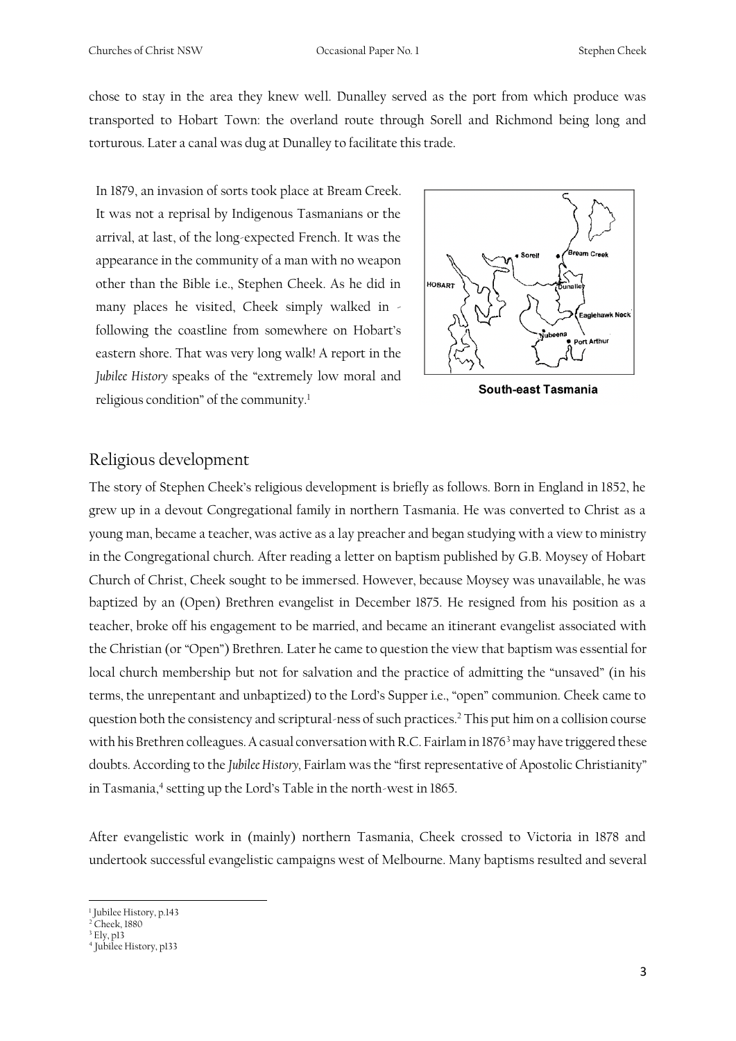chose to stay in the area they knew well. Dunalley served as the port from which produce was transported to Hobart Town: the overland route through Sorell and Richmond being long and torturous. Later a canal was dug at Dunalley to facilitate this trade.

In 1879, an invasion of sorts took place at Bream Creek. It was not a reprisal by Indigenous Tasmanians or the arrival, at last, of the long-expected French. It was the appearance in the community of a man with no weapon other than the Bible i.e., Stephen Cheek. As he did in many places he visited, Cheek simply walked in - following the coastline from somewhere on Hobart's eastern shore. That was very long walk! A report in the *Jubilee History* speaks of the "extremely low moral and religious condition" of the community.[1]

South-east Tasmania

## Religious development

The story of Stephen Cheek's religious development is briefly as follows. Born in England in 1852, he grew up in a devout Congregational family in northern Tasmania. He was converted to Christ as a young man, became a teacher, was active as a lay preacher and began studying with a view to ministry in the Congregational church. After reading a letter on baptism published by G.B. Moysey of Hobart Church of Christ, Cheek sought to be immersed. However, because Moysey was unavailable, he was baptized by an (Open) Brethren evangelist in December 1875. He resigned from his position as a teacher, broke off his engagement to be married, and became an itinerant evangelist associated with the Christian (or "Open") Brethren. Later he came to question the view that baptism was essential for local church membership but not for salvation and the practice of admitting the "unsaved" (in his terms, the unrepentant and unbaptized) to the Lord's Supper i.e., "open" communion. Cheek came to question both the consistency and scriptural-ness of such practices.[2] This put him on a collision course with his Brethren colleagues. A casual conversation with R.C. Fairlam in 1876[3] may have triggered these doubts. According to the *Jubilee History*, Fairlam was the "first representative of Apostolic Christianity" in Tasmania,[4] setting up the Lord's Table in the north-west in 1865.

After evangelistic work in (mainly) northern Tasmania, Cheek crossed to Victoria in 1878 and undertook successful evangelistic campaigns west of Melbourne. Many baptisms resulted and several

[1] Jubilee History, p.143
[2] Cheek, 1880
[3] Ely, p13
[4] Jubilee History, p133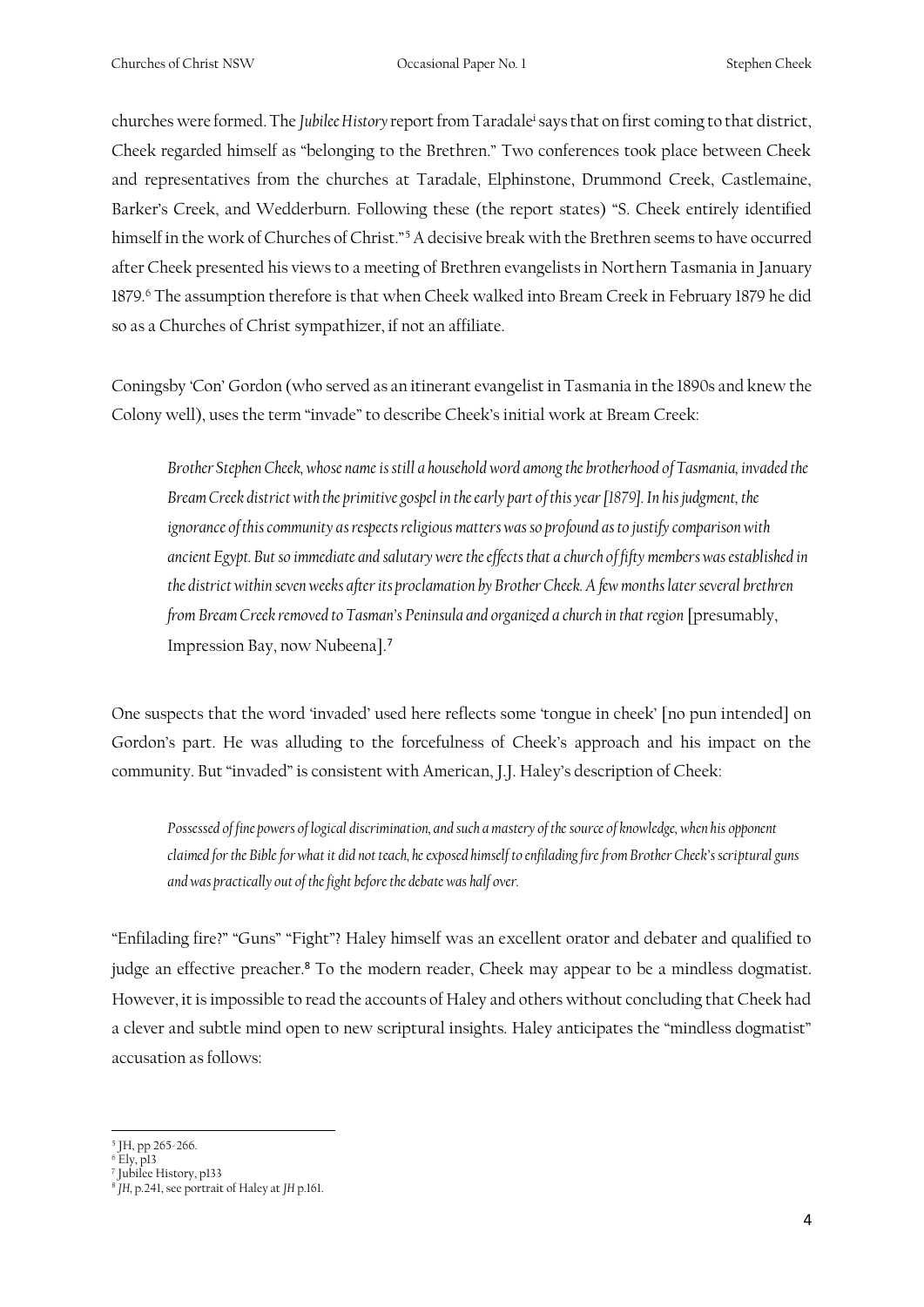churches were formed. The *Jubilee History* report from Taradale[i] says that on first coming to that district, Cheek regarded himself as "belonging to the Brethren." Two conferences took place between Cheek and representatives from the churches at Taradale, Elphinstone, Drummond Creek, Castlemaine, Barker's Creek, and Wedderburn. Following these (the report states) "S. Cheek entirely identified himself in the work of Churches of Christ."[5] A decisive break with the Brethren seems to have occurred after Cheek presented his views to a meeting of Brethren evangelists in Northern Tasmania in January 1879.[6] The assumption therefore is that when Cheek walked into Bream Creek in February 1879 he did so as a Churches of Christ sympathizer, if not an affiliate.

Coningsby 'Con' Gordon (who served as an itinerant evangelist in Tasmania in the 1890s and knew the Colony well), uses the term "invade" to describe Cheek's initial work at Bream Creek:

> *Brother Stephen Cheek, whose name is still a household word among the brotherhood of Tasmania, invaded the Bream Creek district with the primitive gospel in the early part of this year [1879]. In his judgment, the ignorance of this community as respects religious matters was so profound as to justify comparison with ancient Egypt. But so immediate and salutary were the effects that a church of fifty members was established in the district within seven weeks after its proclamation by Brother Cheek. A few months later several brethren from Bream Creek removed to Tasman's Peninsula and organized a church in that region* [presumably, Impression Bay, now Nubeena].[7]

One suspects that the word 'invaded' used here reflects some 'tongue in cheek' [no pun intended] on Gordon's part. He was alluding to the forcefulness of Cheek's approach and his impact on the community. But "invaded" is consistent with American, J.J. Haley's description of Cheek:

> *Possessed of fine powers of logical discrimination, and such a mastery of the source of knowledge, when his opponent claimed for the Bible for what it did not teach, he exposed himself to enfilading fire from Brother Cheek's scriptural guns and was practically out of the fight before the debate was half over.*

"Enfilading fire?" "Guns" "Fight"? Haley himself was an excellent orator and debater and qualified to judge an effective preacher.[8] To the modern reader, Cheek may appear to be a mindless dogmatist. However, it is impossible to read the accounts of Haley and others without concluding that Cheek had a clever and subtle mind open to new scriptural insights. Haley anticipates the "mindless dogmatist" accusation as follows:

---

[5] JH, pp 265-266.

[6] Ely, p13

[7] Jubilee History, p133

[8] *JH*, p.241, see portrait of Haley at *JH* p.161.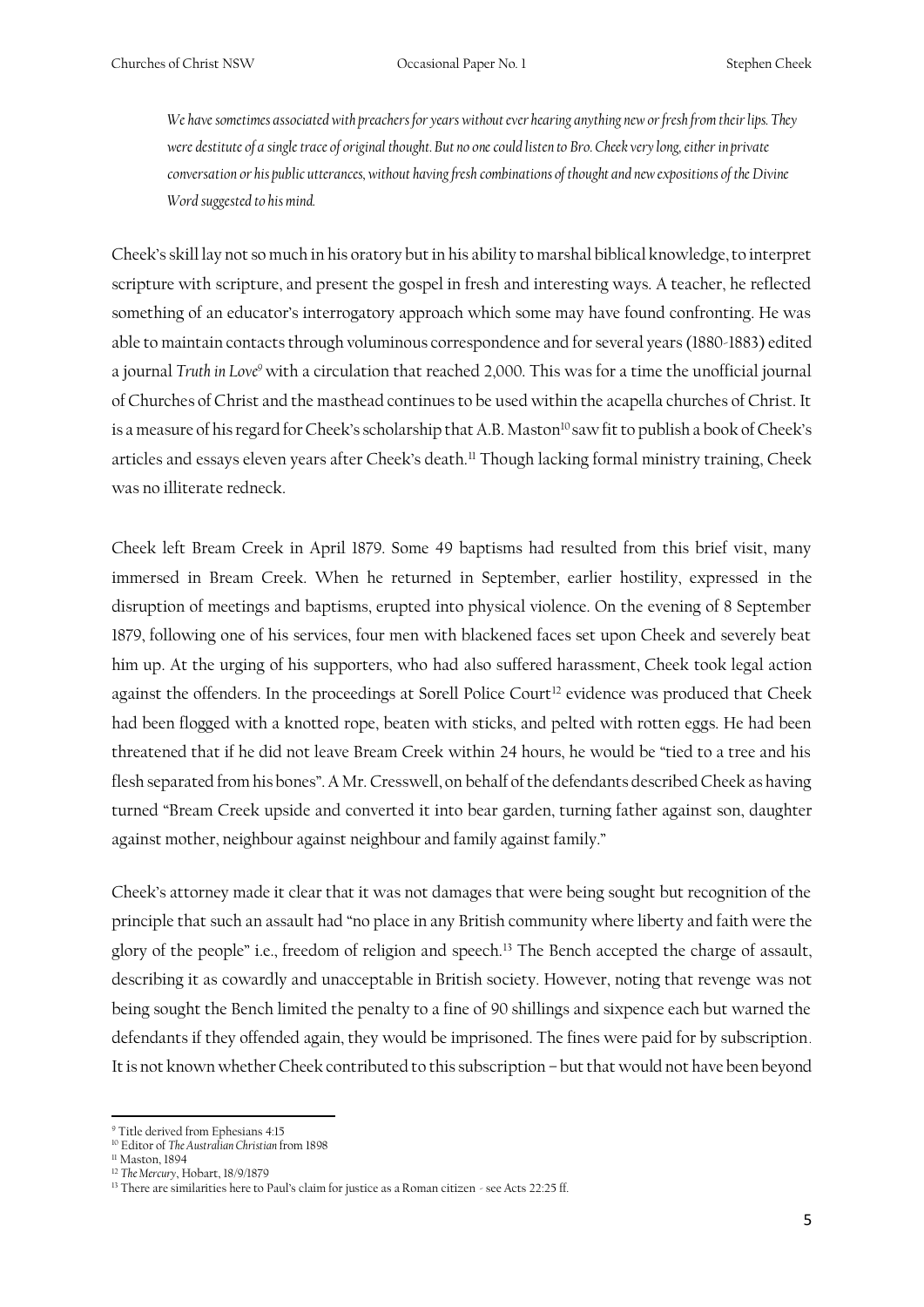> *We have sometimes associated with preachers for years without ever hearing anything new or fresh from their lips. They were destitute of a single trace of original thought. But no one could listen to Bro. Cheek very long, either in private conversation or his public utterances, without having fresh combinations of thought and new expositions of the Divine Word suggested to his mind.*

Cheek's skill lay not so much in his oratory but in his ability to marshal biblical knowledge, to interpret scripture with scripture, and present the gospel in fresh and interesting ways. A teacher, he reflected something of an educator's interrogatory approach which some may have found confronting. He was able to maintain contacts through voluminous correspondence and for several years (1880-1883) edited a journal *Truth in Love*[9] with a circulation that reached 2,000. This was for a time the unofficial journal of Churches of Christ and the masthead continues to be used within the acapella churches of Christ. It is a measure of his regard for Cheek's scholarship that A.B. Maston[10] saw fit to publish a book of Cheek's articles and essays eleven years after Cheek's death.[11] Though lacking formal ministry training, Cheek was no illiterate redneck.

Cheek left Bream Creek in April 1879. Some 49 baptisms had resulted from this brief visit, many immersed in Bream Creek. When he returned in September, earlier hostility, expressed in the disruption of meetings and baptisms, erupted into physical violence. On the evening of 8 September 1879, following one of his services, four men with blackened faces set upon Cheek and severely beat him up. At the urging of his supporters, who had also suffered harassment, Cheek took legal action against the offenders. In the proceedings at Sorell Police Court[12] evidence was produced that Cheek had been flogged with a knotted rope, beaten with sticks, and pelted with rotten eggs. He had been threatened that if he did not leave Bream Creek within 24 hours, he would be "tied to a tree and his flesh separated from his bones". A Mr. Cresswell, on behalf of the defendants described Cheek as having turned "Bream Creek upside and converted it into bear garden, turning father against son, daughter against mother, neighbour against neighbour and family against family."

Cheek's attorney made it clear that it was not damages that were being sought but recognition of the principle that such an assault had "no place in any British community where liberty and faith were the glory of the people" i.e., freedom of religion and speech.[13] The Bench accepted the charge of assault, describing it as cowardly and unacceptable in British society. However, noting that revenge was not being sought the Bench limited the penalty to a fine of 90 shillings and sixpence each but warned the defendants if they offended again, they would be imprisoned. The fines were paid for by subscription. It is not known whether Cheek contributed to this subscription – but that would not have been beyond

---

[9] Title derived from Ephesians 4:15

[10] Editor of *The Australian Christian* from 1898

[11] Maston, 1894

[12] *The Mercury*, Hobart, 18/9/1879

[13] There are similarities here to Paul's claim for justice as a Roman citizen - see Acts 22:25 ff.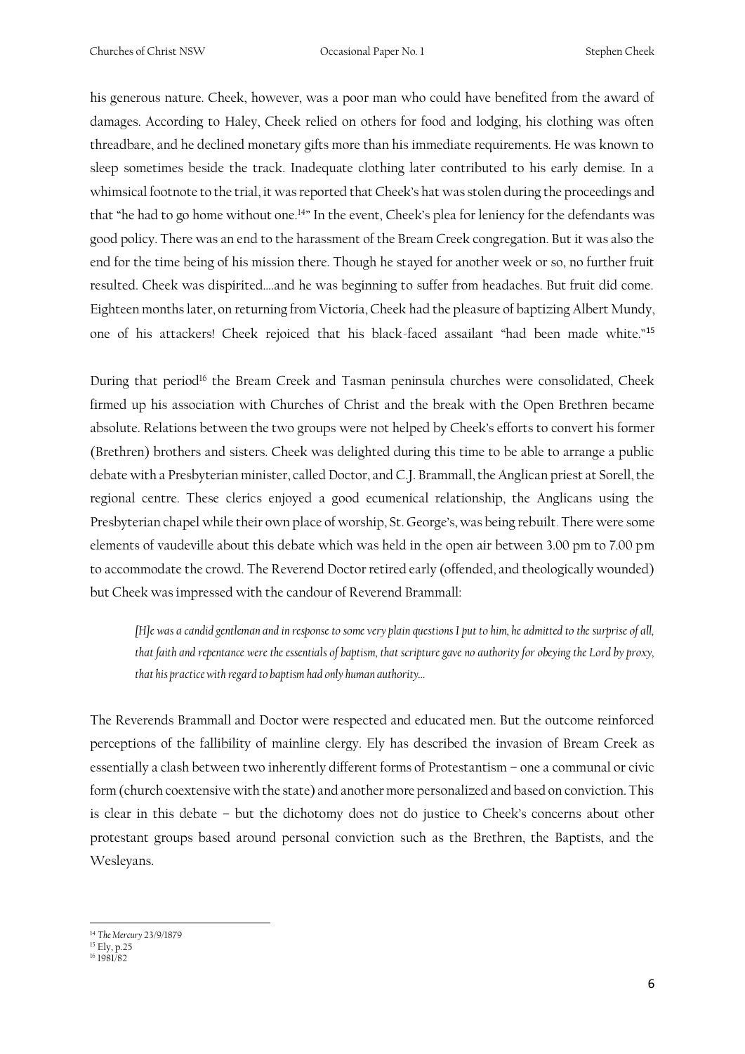his generous nature. Cheek, however, was a poor man who could have benefited from the award of damages. According to Haley, Cheek relied on others for food and lodging, his clothing was often threadbare, and he declined monetary gifts more than his immediate requirements. He was known to sleep sometimes beside the track. Inadequate clothing later contributed to his early demise. In a whimsical footnote to the trial, it was reported that Cheek's hat was stolen during the proceedings and that "he had to go home without one.[14]" In the event, Cheek's plea for leniency for the defendants was good policy. There was an end to the harassment of the Bream Creek congregation. But it was also the end for the time being of his mission there. Though he stayed for another week or so, no further fruit resulted. Cheek was dispirited....and he was beginning to suffer from headaches. But fruit did come. Eighteen months later, on returning from Victoria, Cheek had the pleasure of baptizing Albert Mundy, one of his attackers! Cheek rejoiced that his black-faced assailant "had been made white."[15]

During that period[16] the Bream Creek and Tasman peninsula churches were consolidated, Cheek firmed up his association with Churches of Christ and the break with the Open Brethren became absolute. Relations between the two groups were not helped by Cheek's efforts to convert his former (Brethren) brothers and sisters. Cheek was delighted during this time to be able to arrange a public debate with a Presbyterian minister, called Doctor, and C.J. Brammall, the Anglican priest at Sorell, the regional centre. These clerics enjoyed a good ecumenical relationship, the Anglicans using the Presbyterian chapel while their own place of worship, St. George's, was being rebuilt. There were some elements of vaudeville about this debate which was held in the open air between 3.00 pm to 7.00 pm to accommodate the crowd. The Reverend Doctor retired early (offended, and theologically wounded) but Cheek was impressed with the candour of Reverend Brammall:

> *[H]e was a candid gentleman and in response to some very plain questions I put to him, he admitted to the surprise of all, that faith and repentance were the essentials of baptism, that scripture gave no authority for obeying the Lord by proxy, that his practice with regard to baptism had only human authority...*

The Reverends Brammall and Doctor were respected and educated men. But the outcome reinforced perceptions of the fallibility of mainline clergy. Ely has described the invasion of Bream Creek as essentially a clash between two inherently different forms of Protestantism – one a communal or civic form (church coextensive with the state) and another more personalized and based on conviction. This is clear in this debate – but the dichotomy does not do justice to Cheek's concerns about other protestant groups based around personal conviction such as the Brethren, the Baptists, and the Wesleyans.

---

[14] *The Mercury* 23/9/1879

[15] Ely, p.25

[16] 1981/82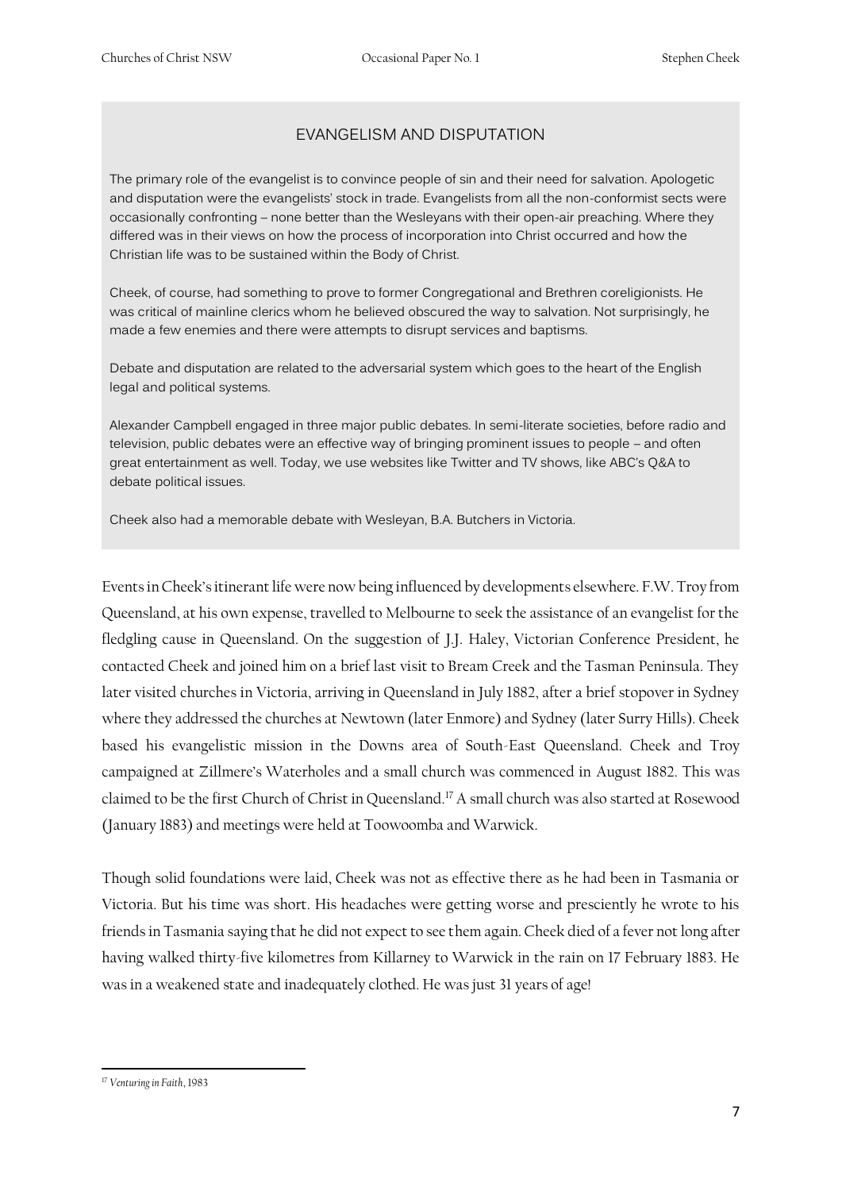## EVANGELISM AND DISPUTATION

The primary role of the evangelist is to convince people of sin and their need for salvation. Apologetic and disputation were the evangelists' stock in trade. Evangelists from all the non-conformist sects were occasionally confronting – none better than the Wesleyans with their open-air preaching. Where they differed was in their views on how the process of incorporation into Christ occurred and how the Christian life was to be sustained within the Body of Christ.

Cheek, of course, had something to prove to former Congregational and Brethren coreligionists. He was critical of mainline clerics whom he believed obscured the way to salvation. Not surprisingly, he made a few enemies and there were attempts to disrupt services and baptisms.

Debate and disputation are related to the adversarial system which goes to the heart of the English legal and political systems.

Alexander Campbell engaged in three major public debates. In semi-literate societies, before radio and television, public debates were an effective way of bringing prominent issues to people – and often great entertainment as well. Today, we use websites like Twitter and TV shows, like ABC's Q&A to debate political issues.

Cheek also had a memorable debate with Wesleyan, B.A. Butchers in Victoria.

Events in Cheek's itinerant life were now being influenced by developments elsewhere. F.W. Troy from Queensland, at his own expense, travelled to Melbourne to seek the assistance of an evangelist for the fledgling cause in Queensland. On the suggestion of J.J. Haley, Victorian Conference President, he contacted Cheek and joined him on a brief last visit to Bream Creek and the Tasman Peninsula. They later visited churches in Victoria, arriving in Queensland in July 1882, after a brief stopover in Sydney where they addressed the churches at Newtown (later Enmore) and Sydney (later Surry Hills). Cheek based his evangelistic mission in the Downs area of South-East Queensland. Cheek and Troy campaigned at Zillmere's Waterholes and a small church was commenced in August 1882. This was claimed to be the first Church of Christ in Queensland.[17] A small church was also started at Rosewood (January 1883) and meetings were held at Toowoomba and Warwick.

Though solid foundations were laid, Cheek was not as effective there as he had been in Tasmania or Victoria. But his time was short. His headaches were getting worse and presciently he wrote to his friends in Tasmania saying that he did not expect to see them again. Cheek died of a fever not long after having walked thirty-five kilometres from Killarney to Warwick in the rain on 17 February 1883. He was in a weakened state and inadequately clothed. He was just 31 years of age!

---

[17] *Venturing in Faith*, 1983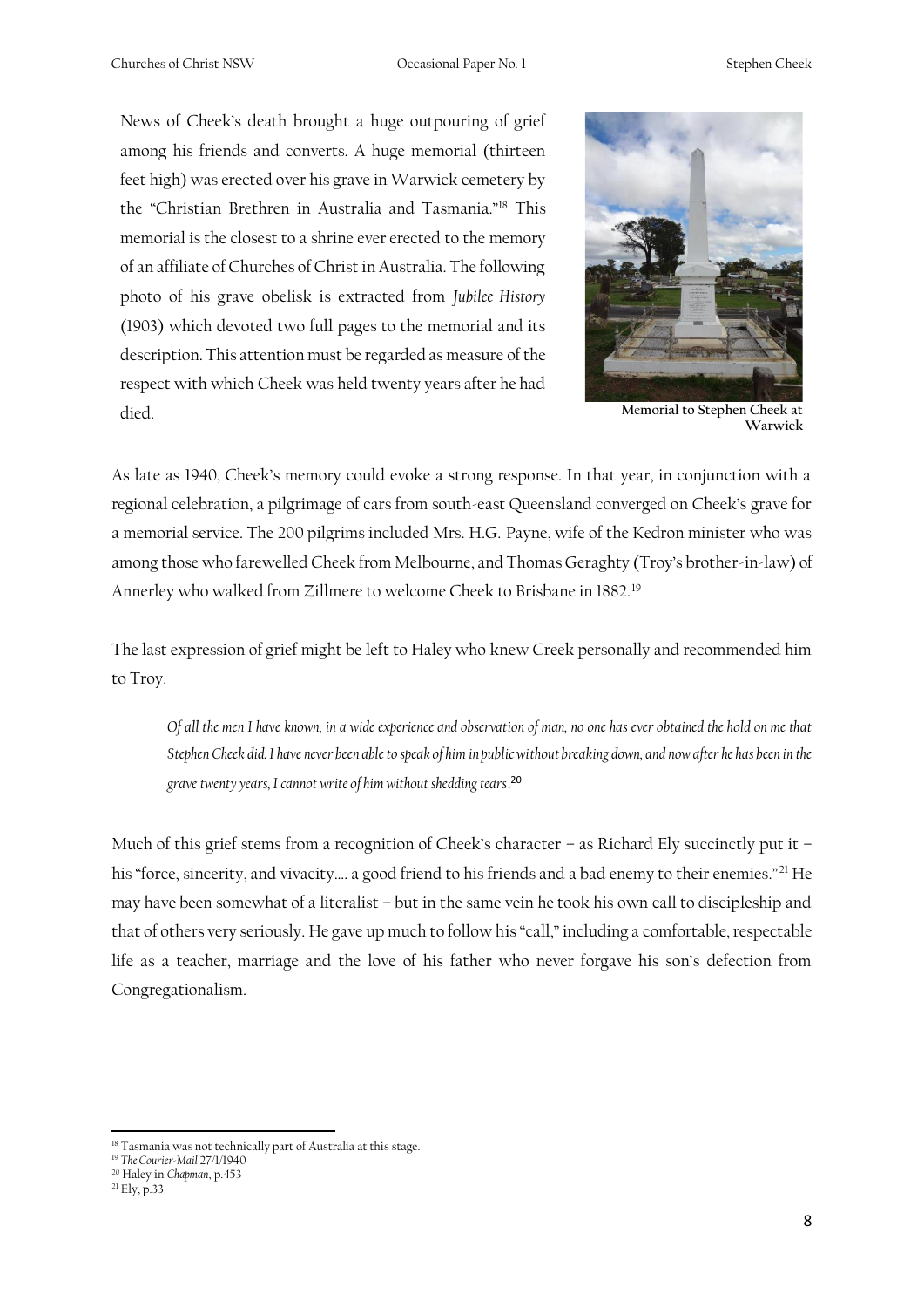News of Cheek's death brought a huge outpouring of grief among his friends and converts. A huge memorial (thirteen feet high) was erected over his grave in Warwick cemetery by the "Christian Brethren in Australia and Tasmania."[18] This memorial is the closest to a shrine ever erected to the memory of an affiliate of Churches of Christ in Australia. The following photo of his grave obelisk is extracted from *Jubilee History* (1903) which devoted two full pages to the memorial and its description. This attention must be regarded as measure of the respect with which Cheek was held twenty years after he had died.

**Memorial to Stephen Cheek at Warwick**

As late as 1940, Cheek's memory could evoke a strong response. In that year, in conjunction with a regional celebration, a pilgrimage of cars from south-east Queensland converged on Cheek's grave for a memorial service. The 200 pilgrims included Mrs. H.G. Payne, wife of the Kedron minister who was among those who farewelled Cheek from Melbourne, and Thomas Geraghty (Troy's brother-in-law) of Annerley who walked from Zillmere to welcome Cheek to Brisbane in 1882.[19]

The last expression of grief might be left to Haley who knew Creek personally and recommended him to Troy.

> *Of all the men I have known, in a wide experience and observation of man, no one has ever obtained the hold on me that Stephen Cheek did. I have never been able to speak of him in public without breaking down, and now after he has been in the grave twenty years, I cannot write of him without shedding tears*.[20]

Much of this grief stems from a recognition of Cheek's character – as Richard Ely succinctly put it – his "force, sincerity, and vivacity…. a good friend to his friends and a bad enemy to their enemies."[21] He may have been somewhat of a literalist – but in the same vein he took his own call to discipleship and that of others very seriously. He gave up much to follow his "call," including a comfortable, respectable life as a teacher, marriage and the love of his father who never forgave his son's defection from Congregationalism.

---

[18] Tasmania was not technically part of Australia at this stage.
[19] *The Courier-Mail* 27/1/1940
[20] Haley in *Chapman*, p.453
[21] Ely, p.33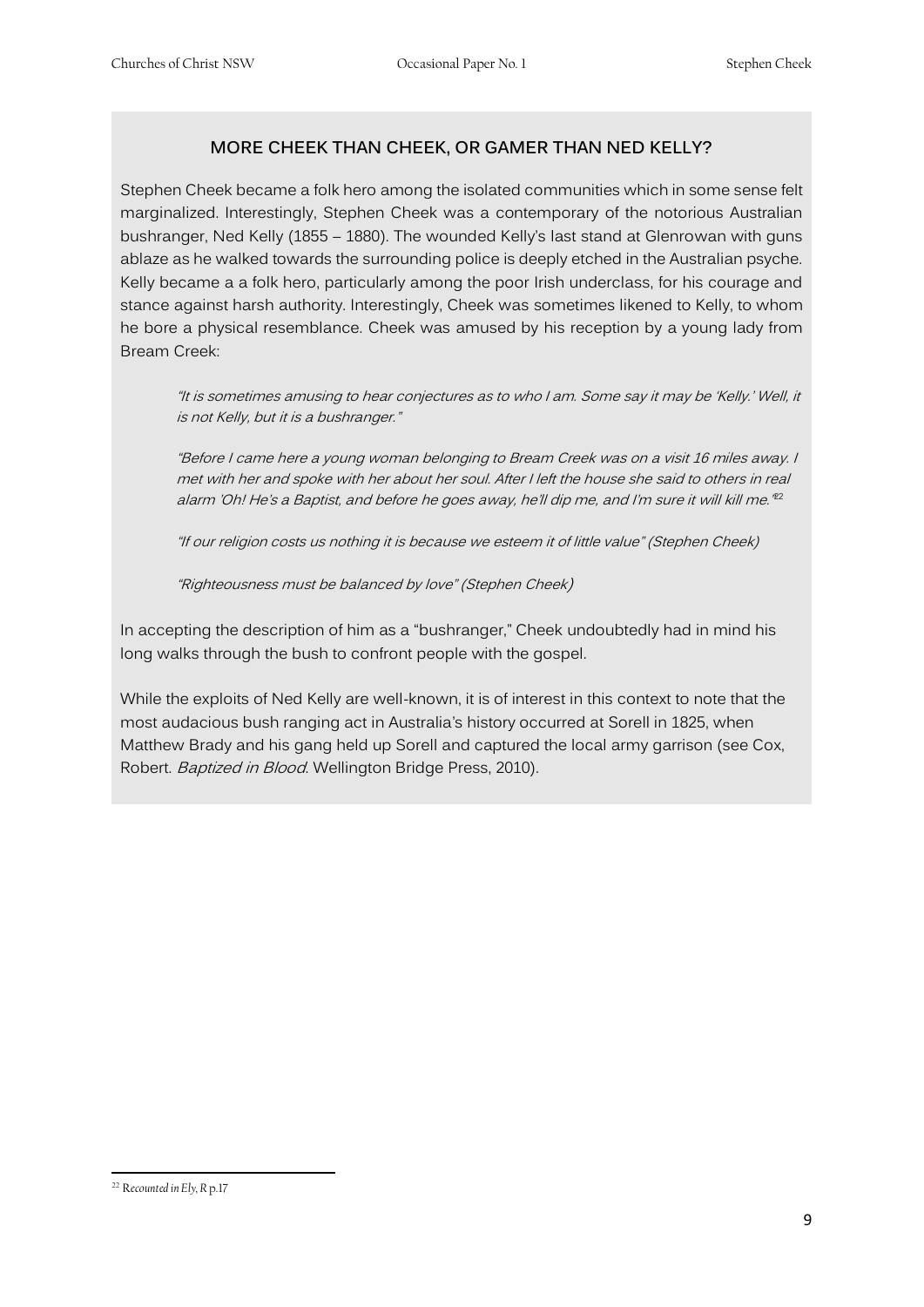## MORE CHEEK THAN CHEEK, OR GAMER THAN NED KELLY?

Stephen Cheek became a folk hero among the isolated communities which in some sense felt marginalized. Interestingly, Stephen Cheek was a contemporary of the notorious Australian bushranger, Ned Kelly (1855 – 1880). The wounded Kelly's last stand at Glenrowan with guns ablaze as he walked towards the surrounding police is deeply etched in the Australian psyche. Kelly became a a folk hero, particularly among the poor Irish underclass, for his courage and stance against harsh authority. Interestingly, Cheek was sometimes likened to Kelly, to whom he bore a physical resemblance. Cheek was amused by his reception by a young lady from Bream Creek:

> *"It is sometimes amusing to hear conjectures as to who I am. Some say it may be 'Kelly.' Well, it is not Kelly, but it is a bushranger."*
>
> *"Before I came here a young woman belonging to Bream Creek was on a visit 16 miles away. I met with her and spoke with her about her soul. After I left the house she said to others in real alarm 'Oh! He's a Baptist, and before he goes away, he'll dip me, and I'm sure it will kill me."*[22]
>
> *"If our religion costs us nothing it is because we esteem it of little value" (Stephen Cheek)*
>
> *"Righteousness must be balanced by love" (Stephen Cheek)*

In accepting the description of him as a "bushranger," Cheek undoubtedly had in mind his long walks through the bush to confront people with the gospel.

While the exploits of Ned Kelly are well-known, it is of interest in this context to note that the most audacious bush ranging act in Australia's history occurred at Sorell in 1825, when Matthew Brady and his gang held up Sorell and captured the local army garrison (see Cox, Robert. *Baptized in Blood*. Wellington Bridge Press, 2010).

---

[22] Recounted in Ely, R p.17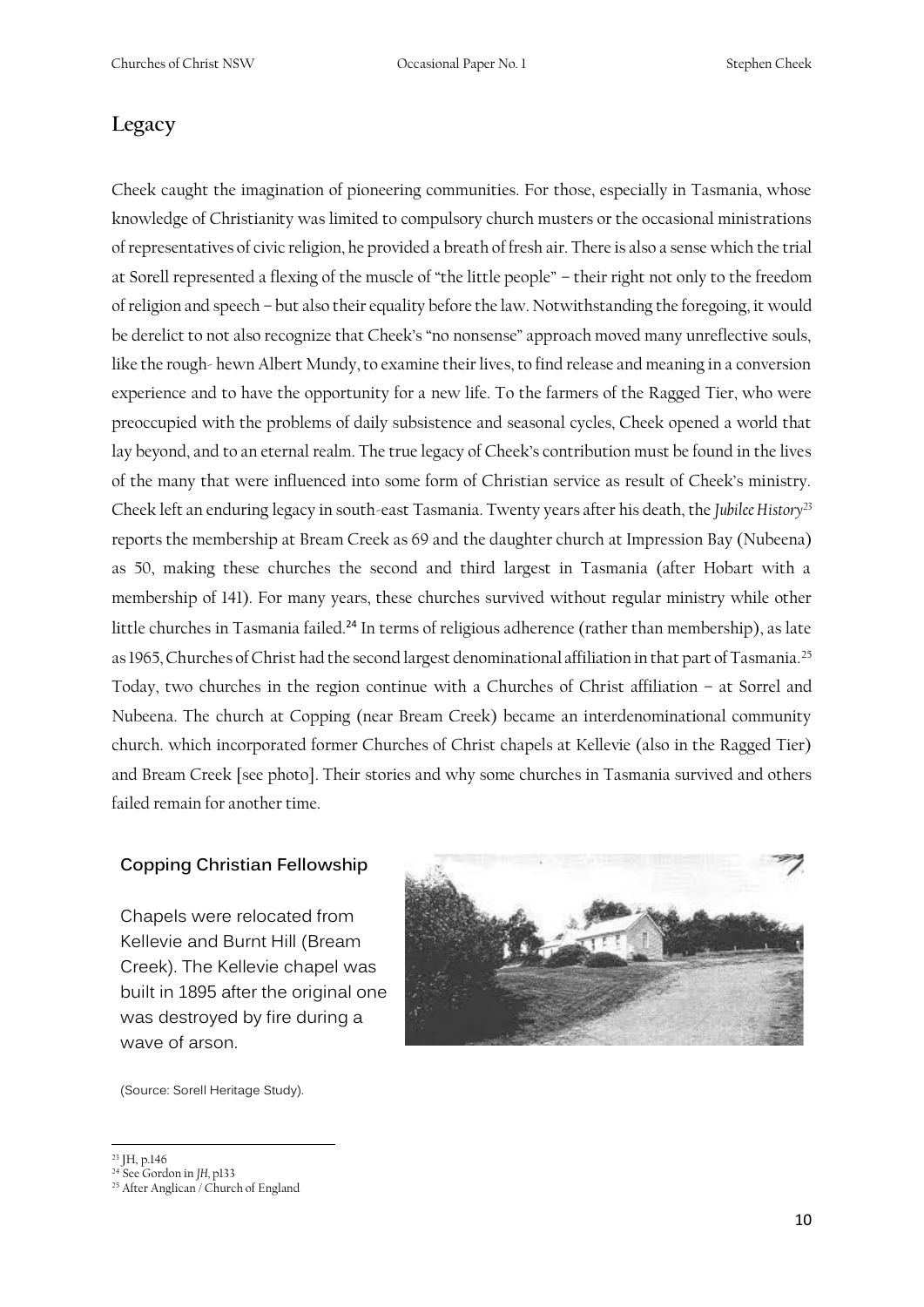## Legacy

Cheek caught the imagination of pioneering communities. For those, especially in Tasmania, whose knowledge of Christianity was limited to compulsory church musters or the occasional ministrations of representatives of civic religion, he provided a breath of fresh air. There is also a sense which the trial at Sorell represented a flexing of the muscle of "the little people" – their right not only to the freedom of religion and speech – but also their equality before the law. Notwithstanding the foregoing, it would be derelict to not also recognize that Cheek's "no nonsense" approach moved many unreflective souls, like the rough- hewn Albert Mundy, to examine their lives, to find release and meaning in a conversion experience and to have the opportunity for a new life. To the farmers of the Ragged Tier, who were preoccupied with the problems of daily subsistence and seasonal cycles, Cheek opened a world that lay beyond, and to an eternal realm. The true legacy of Cheek's contribution must be found in the lives of the many that were influenced into some form of Christian service as result of Cheek's ministry. Cheek left an enduring legacy in south-east Tasmania. Twenty years after his death, the *Jubilee History*[23] reports the membership at Bream Creek as 69 and the daughter church at Impression Bay (Nubeena) as 50, making these churches the second and third largest in Tasmania (after Hobart with a membership of 141). For many years, these churches survived without regular ministry while other little churches in Tasmania failed.[24] In terms of religious adherence (rather than membership), as late as 1965, Churches of Christ had the second largest denominational affiliation in that part of Tasmania.[25] Today, two churches in the region continue with a Churches of Christ affiliation – at Sorrel and Nubeena. The church at Copping (near Bream Creek) became an interdenominational community church. which incorporated former Churches of Christ chapels at Kellevie (also in the Ragged Tier) and Bream Creek [see photo]. Their stories and why some churches in Tasmania survived and others failed remain for another time.

**Copping Christian Fellowship**

Chapels were relocated from Kellevie and Burnt Hill (Bream Creek). The Kellevie chapel was built in 1895 after the original one was destroyed by fire during a wave of arson.

(Source: Sorell Heritage Study).

---

[23] JH, p.146

[24] See Gordon in *JH*, p133

[25] After Anglican / Church of England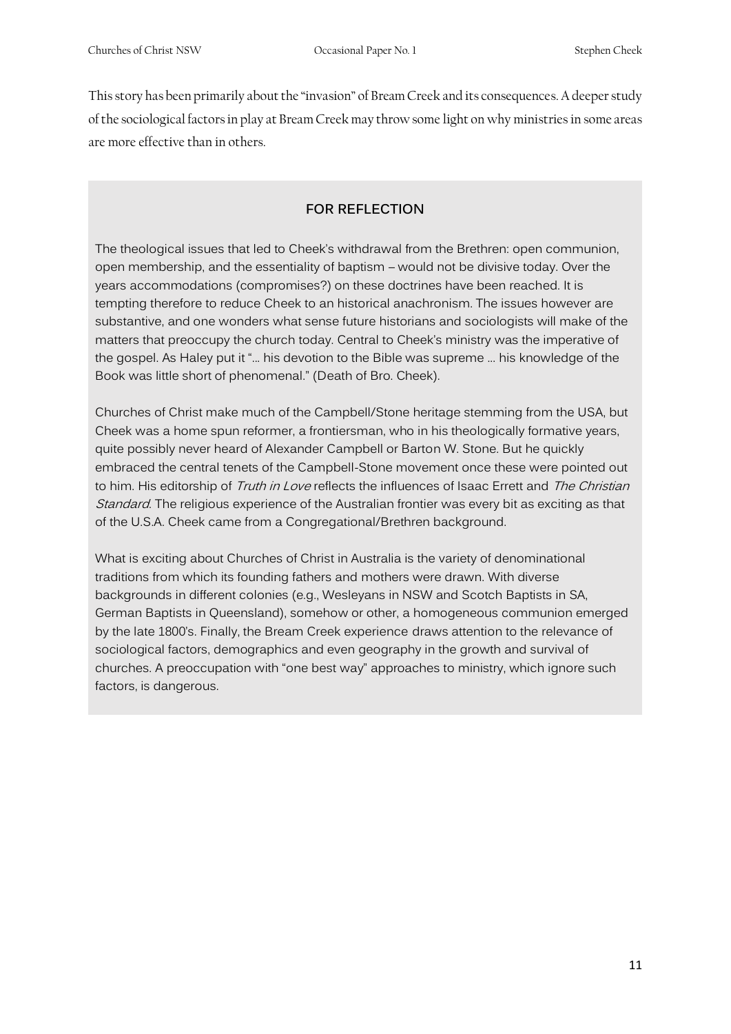This story has been primarily about the "invasion" of Bream Creek and its consequences. A deeper study of the sociological factors in play at Bream Creek may throw some light on why ministries in some areas are more effective than in others.

### FOR REFLECTION

The theological issues that led to Cheek's withdrawal from the Brethren: open communion, open membership, and the essentiality of baptism – would not be divisive today. Over the years accommodations (compromises?) on these doctrines have been reached. It is tempting therefore to reduce Cheek to an historical anachronism. The issues however are substantive, and one wonders what sense future historians and sociologists will make of the matters that preoccupy the church today. Central to Cheek's ministry was the imperative of the gospel. As Haley put it "... his devotion to the Bible was supreme ... his knowledge of the Book was little short of phenomenal." (Death of Bro. Cheek).

Churches of Christ make much of the Campbell/Stone heritage stemming from the USA, but Cheek was a home spun reformer, a frontiersman, who in his theologically formative years, quite possibly never heard of Alexander Campbell or Barton W. Stone. But he quickly embraced the central tenets of the Campbell-Stone movement once these were pointed out to him. His editorship of *Truth in Love* reflects the influences of Isaac Errett and *The Christian Standard*. The religious experience of the Australian frontier was every bit as exciting as that of the U.S.A. Cheek came from a Congregational/Brethren background.

What is exciting about Churches of Christ in Australia is the variety of denominational traditions from which its founding fathers and mothers were drawn. With diverse backgrounds in different colonies (e.g., Wesleyans in NSW and Scotch Baptists in SA, German Baptists in Queensland), somehow or other, a homogeneous communion emerged by the late 1800's. Finally, the Bream Creek experience draws attention to the relevance of sociological factors, demographics and even geography in the growth and survival of churches. A preoccupation with "one best way" approaches to ministry, which ignore such factors, is dangerous.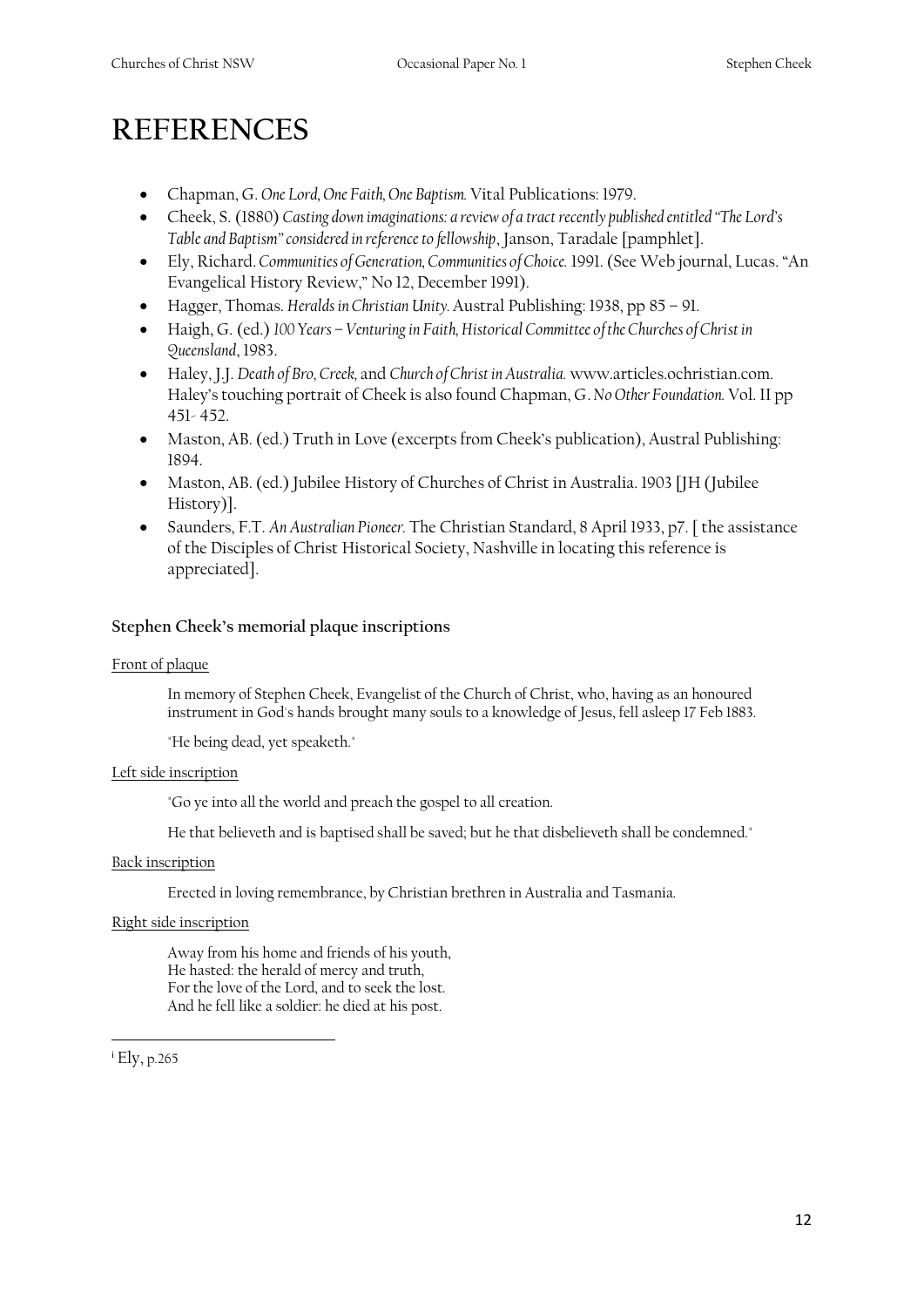# REFERENCES

- Chapman, G. *One Lord, One Faith, One Baptism.* Vital Publications: 1979.
- Cheek, S. (1880) *Casting down imaginations: a review of a tract recently published entitled "The Lord's Table and Baptism" considered in reference to fellowship*, Janson, Taradale [pamphlet].
- Ely, Richard. *Communities of Generation, Communities of Choice.* 1991. (See Web journal, Lucas. "An Evangelical History Review," No 12, December 1991).
- Hagger, Thomas. *Heralds in Christian Unity.* Austral Publishing: 1938, pp 85 – 91.
- Haigh, G. (ed.) *100 Years – Venturing in Faith, Historical Committee of the Churches of Christ in Queensland*, 1983.
- Haley, J.J. *Death of Bro, Creek,* and *Church of Christ in Australia.* www.articles.ochristian.com. Haley's touching portrait of Cheek is also found Chapman, G. *No Other Foundation.* Vol. II pp 451- 452.
- Maston, AB. (ed.) Truth in Love (excerpts from Cheek's publication), Austral Publishing: 1894.
- Maston, AB. (ed.) Jubilee History of Churches of Christ in Australia. 1903 [JH (Jubilee History)].
- Saunders, F.T. *An Australian Pioneer.* The Christian Standard, 8 April 1933, p7. [ the assistance of the Disciples of Christ Historical Society, Nashville in locating this reference is appreciated].

### Stephen Cheek's memorial plaque inscriptions

Front of plaque

> In memory of Stephen Cheek, Evangelist of the Church of Christ, who, having as an honoured instrument in God's hands brought many souls to a knowledge of Jesus, fell asleep 17 Feb 1883.
>
> "He being dead, yet speaketh."

Left side inscription

> "Go ye into all the world and preach the gospel to all creation.
>
> He that believeth and is baptised shall be saved; but he that disbelieveth shall be condemned."

Back inscription

> Erected in loving remembrance, by Christian brethren in Australia and Tasmania.

Right side inscription

> Away from his home and friends of his youth,
> He hasted: the herald of mercy and truth,
> For the love of the Lord, and to seek the lost.
> And he fell like a soldier: he died at his post.

---

[i] Ely, p.265